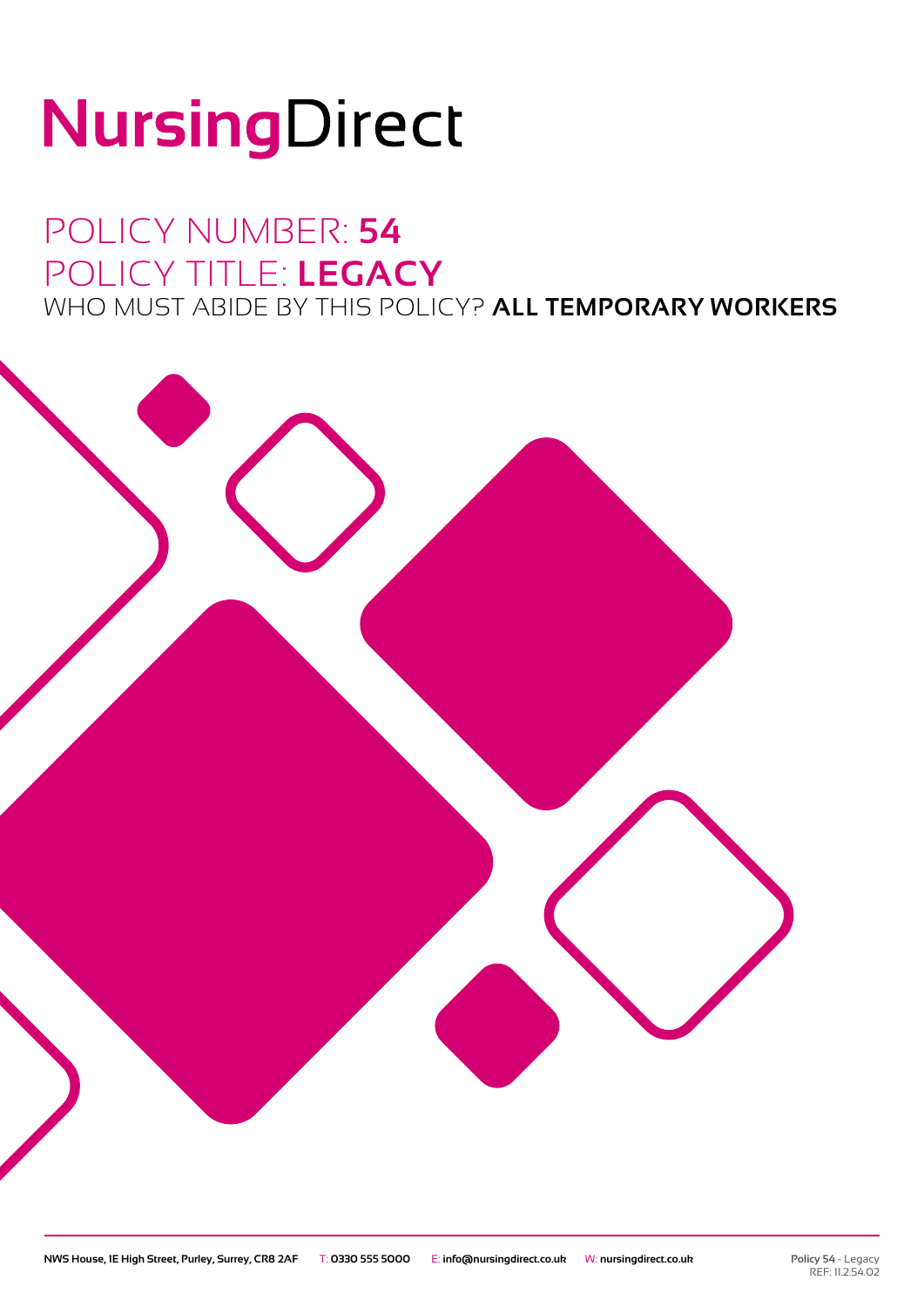# NursingDirect

## POLICY NUMBER: **54**
## POLICY TITLE: **LEGACY**
### WHO MUST ABIDE BY THIS POLICY? **ALL TEMPORARY WORKERS**

NWS House, 1E High Street, Purley, Surrey, CR8 2AF T: 0330 555 5000 E: info@nursingdirect.co.uk W: nursingdirect.co.uk

Policy 54 - Legacy
REF: 11.2.54.02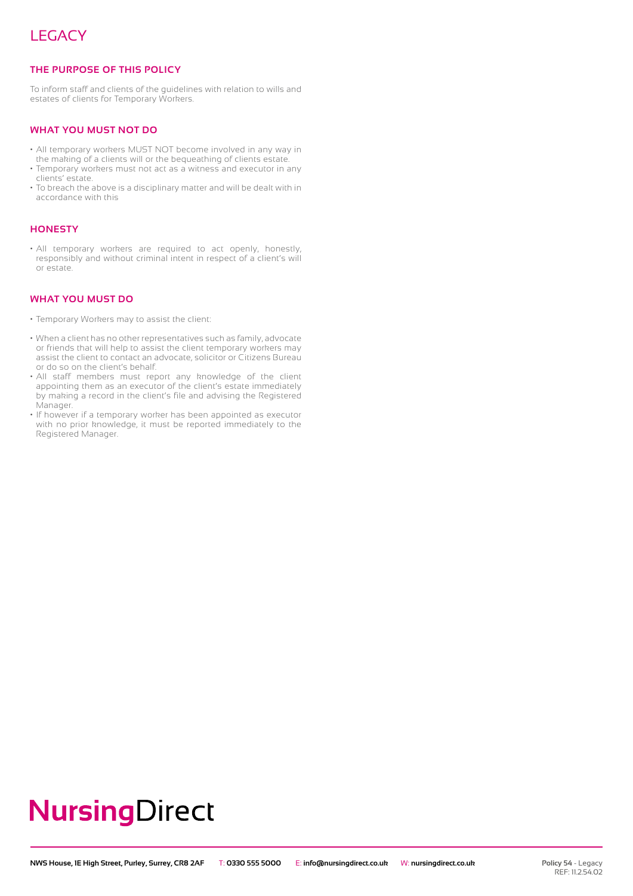# LEGACY

### THE PURPOSE OF THIS POLICY

To inform staff and clients of the guidelines with relation to wills and estates of clients for Temporary Workers.

### WHAT YOU MUST NOT DO

- All temporary workers MUST NOT become involved in any way in the making of a clients will or the bequeathing of clients estate.
- Temporary workers must not act as a witness and executor in any clients' estate.
- To breach the above is a disciplinary matter and will be dealt with in accordance with this

### HONESTY

- All temporary workers are required to act openly, honestly, responsibly and without criminal intent in respect of a client's will or estate.

### WHAT YOU MUST DO

- Temporary Workers may to assist the client:

- When a client has no other representatives such as family, advocate or friends that will help to assist the client temporary workers may assist the client to contact an advocate, solicitor or Citizens Bureau or do so on the client's behalf.
- All staff members must report any knowledge of the client appointing them as an executor of the client's estate immediately by making a record in the client's file and advising the Registered Manager.
- If however if a temporary worker has been appointed as executor with no prior knowledge, it must be reported immediately to the Registered Manager.